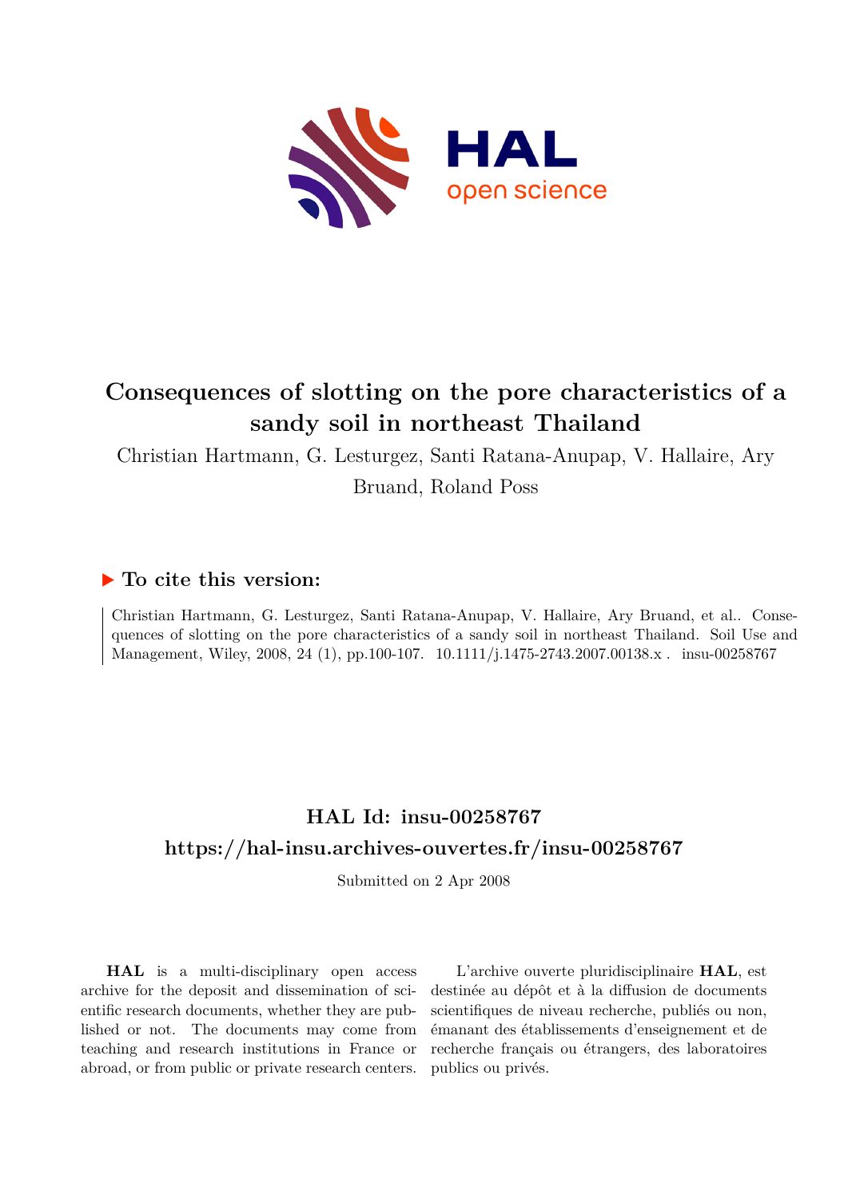# Consequences of slotting on the pore characteristics of a sandy soil in northeast Thailand

Christian Hartmann, G. Lesturgez, Santi Ratana-Anupap, V. Hallaire, Ary Bruand, Roland Poss

## ▶ To cite this version:

Christian Hartmann, G. Lesturgez, Santi Ratana-Anupap, V. Hallaire, Ary Bruand, et al.. Consequences of slotting on the pore characteristics of a sandy soil in northeast Thailand. Soil Use and Management, Wiley, 2008, 24 (1), pp.100-107. 10.1111/j.1475-2743.2007.00138.x . insu-00258767

## HAL Id: insu-00258767

## https://hal-insu.archives-ouvertes.fr/insu-00258767

Submitted on 2 Apr 2008

**HAL** is a multi-disciplinary open access archive for the deposit and dissemination of scientific research documents, whether they are published or not. The documents may come from teaching and research institutions in France or abroad, or from public or private research centers.

L'archive ouverte pluridisciplinaire **HAL**, est destinée au dépôt et à la diffusion de documents scientifiques de niveau recherche, publiés ou non, émanant des établissements d'enseignement et de recherche français ou étrangers, des laboratoires publics ou privés.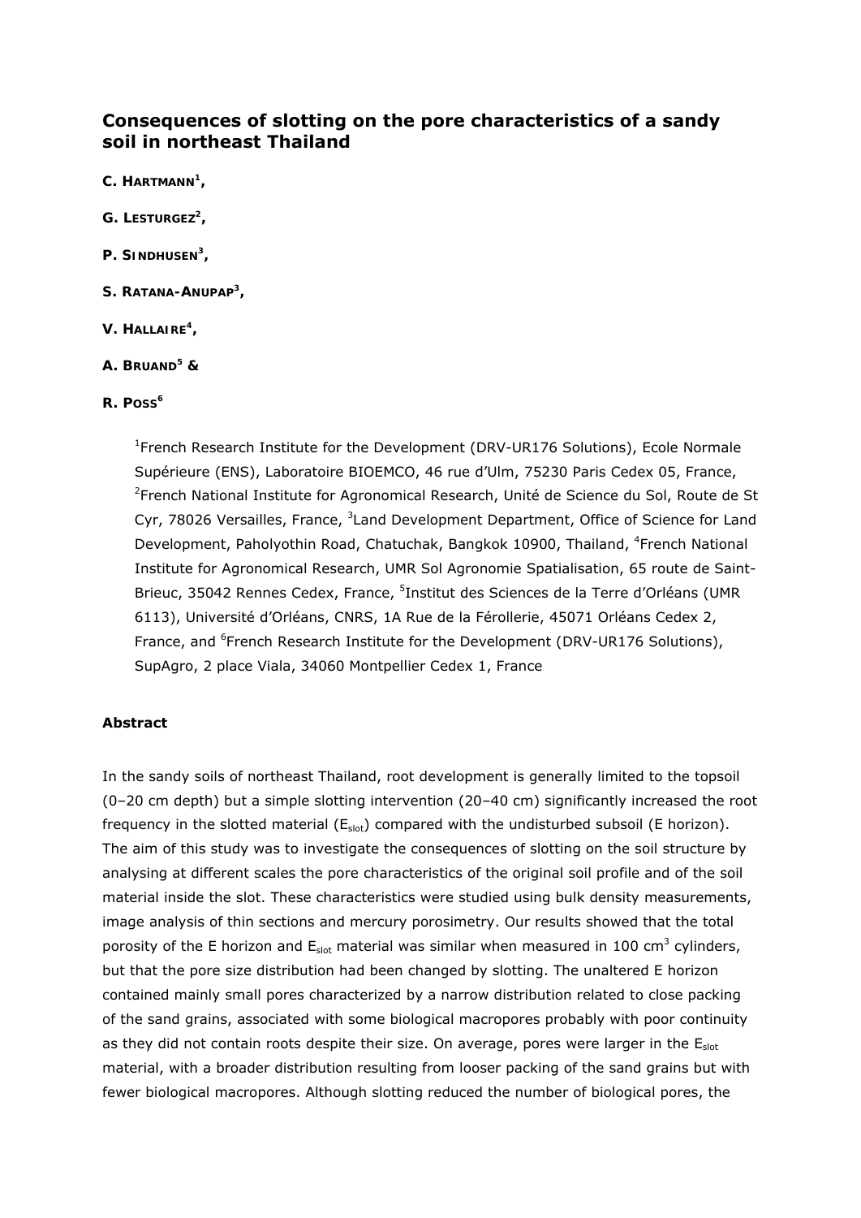## Consequences of slotting on the pore characteristics of a sandy soil in northeast Thailand

**C. Hartmann**[1],

**G. Lesturgez**[2],

**P. Sindhusen**[3],

**S. Ratana-Anupap**[3],

**V. Hallaire**[4],

**A. Bruand**[5] &

**R. Poss**[6]

> [1]French Research Institute for the Development (DRV-UR176 Solutions), Ecole Normale Supérieure (ENS), Laboratoire BIOEMCO, 46 rue d'Ulm, 75230 Paris Cedex 05, France, [2]French National Institute for Agronomical Research, Unité de Science du Sol, Route de St Cyr, 78026 Versailles, France, [3]Land Development Department, Office of Science for Land Development, Paholyothin Road, Chatuchak, Bangkok 10900, Thailand, [4]French National Institute for Agronomical Research, UMR Sol Agronomie Spatialisation, 65 route de Saint-Brieuc, 35042 Rennes Cedex, France, [5]Institut des Sciences de la Terre d'Orléans (UMR 6113), Université d'Orléans, CNRS, 1A Rue de la Férollerie, 45071 Orléans Cedex 2, France, and [6]French Research Institute for the Development (DRV-UR176 Solutions), SupAgro, 2 place Viala, 34060 Montpellier Cedex 1, France

### Abstract

In the sandy soils of northeast Thailand, root development is generally limited to the topsoil (0–20 cm depth) but a simple slotting intervention (20–40 cm) significantly increased the root frequency in the slotted material ($E_{slot}$) compared with the undisturbed subsoil (E horizon). The aim of this study was to investigate the consequences of slotting on the soil structure by analysing at different scales the pore characteristics of the original soil profile and of the soil material inside the slot. These characteristics were studied using bulk density measurements, image analysis of thin sections and mercury porosimetry. Our results showed that the total porosity of the E horizon and $E_{slot}$ material was similar when measured in 100 $cm^3$ cylinders, but that the pore size distribution had been changed by slotting. The unaltered E horizon contained mainly small pores characterized by a narrow distribution related to close packing of the sand grains, associated with some biological macropores probably with poor continuity as they did not contain roots despite their size. On average, pores were larger in the $E_{slot}$ material, with a broader distribution resulting from looser packing of the sand grains but with fewer biological macropores. Although slotting reduced the number of biological pores, the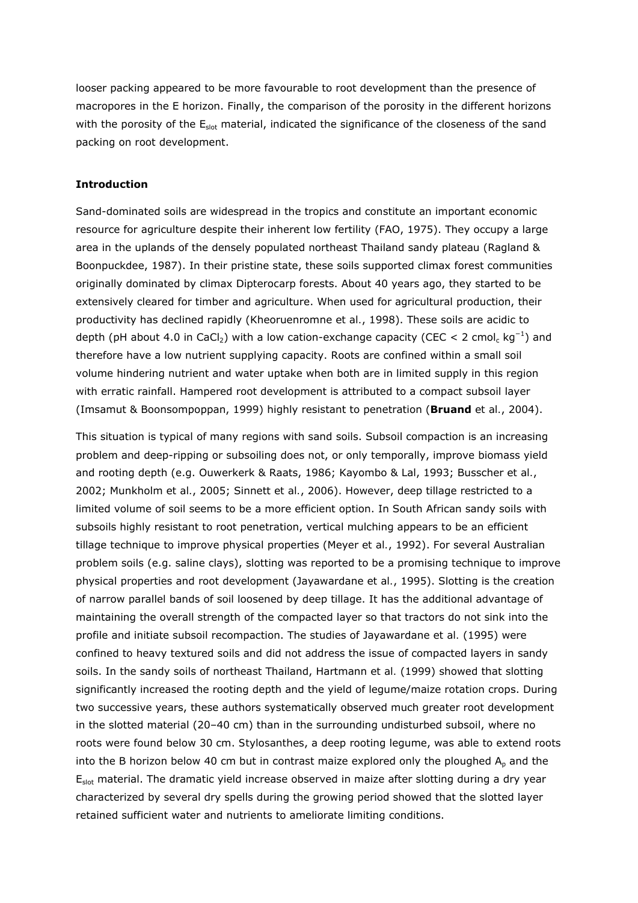looser packing appeared to be more favourable to root development than the presence of macropores in the E horizon. Finally, the comparison of the porosity in the different horizons with the porosity of the $E_{slot}$ material, indicated the significance of the closeness of the sand packing on root development.

## Introduction

Sand-dominated soils are widespread in the tropics and constitute an important economic resource for agriculture despite their inherent low fertility (FAO, 1975). They occupy a large area in the uplands of the densely populated northeast Thailand sandy plateau (Ragland & Boonpuckdee, 1987). In their pristine state, these soils supported climax forest communities originally dominated by climax Dipterocarp forests. About 40 years ago, they started to be extensively cleared for timber and agriculture. When used for agricultural production, their productivity has declined rapidly (Kheoruenromne et al., 1998). These soils are acidic to depth (pH about 4.0 in $CaCl_2$) with a low cation-exchange capacity (CEC < 2 $cmol_c\ kg^{-1}$) and therefore have a low nutrient supplying capacity. Roots are confined within a small soil volume hindering nutrient and water uptake when both are in limited supply in this region with erratic rainfall. Hampered root development is attributed to a compact subsoil layer (Imsamut & Boonsompoppan, 1999) highly resistant to penetration (**Bruand** et al., 2004).

This situation is typical of many regions with sand soils. Subsoil compaction is an increasing problem and deep-ripping or subsoiling does not, or only temporally, improve biomass yield and rooting depth (e.g. Ouwerkerk & Raats, 1986; Kayombo & Lal, 1993; Busscher et al., 2002; Munkholm et al., 2005; Sinnett et al., 2006). However, deep tillage restricted to a limited volume of soil seems to be a more efficient option. In South African sandy soils with subsoils highly resistant to root penetration, vertical mulching appears to be an efficient tillage technique to improve physical properties (Meyer et al., 1992). For several Australian problem soils (e.g. saline clays), slotting was reported to be a promising technique to improve physical properties and root development (Jayawardane et al., 1995). Slotting is the creation of narrow parallel bands of soil loosened by deep tillage. It has the additional advantage of maintaining the overall strength of the compacted layer so that tractors do not sink into the profile and initiate subsoil recompaction. The studies of Jayawardane et al. (1995) were confined to heavy textured soils and did not address the issue of compacted layers in sandy soils. In the sandy soils of northeast Thailand, Hartmann et al. (1999) showed that slotting significantly increased the rooting depth and the yield of legume/maize rotation crops. During two successive years, these authors systematically observed much greater root development in the slotted material (20–40 cm) than in the surrounding undisturbed subsoil, where no roots were found below 30 cm. Stylosanthes, a deep rooting legume, was able to extend roots into the B horizon below 40 cm but in contrast maize explored only the ploughed $A_p$ and the $E_{slot}$ material. The dramatic yield increase observed in maize after slotting during a dry year characterized by several dry spells during the growing period showed that the slotted layer retained sufficient water and nutrients to ameliorate limiting conditions.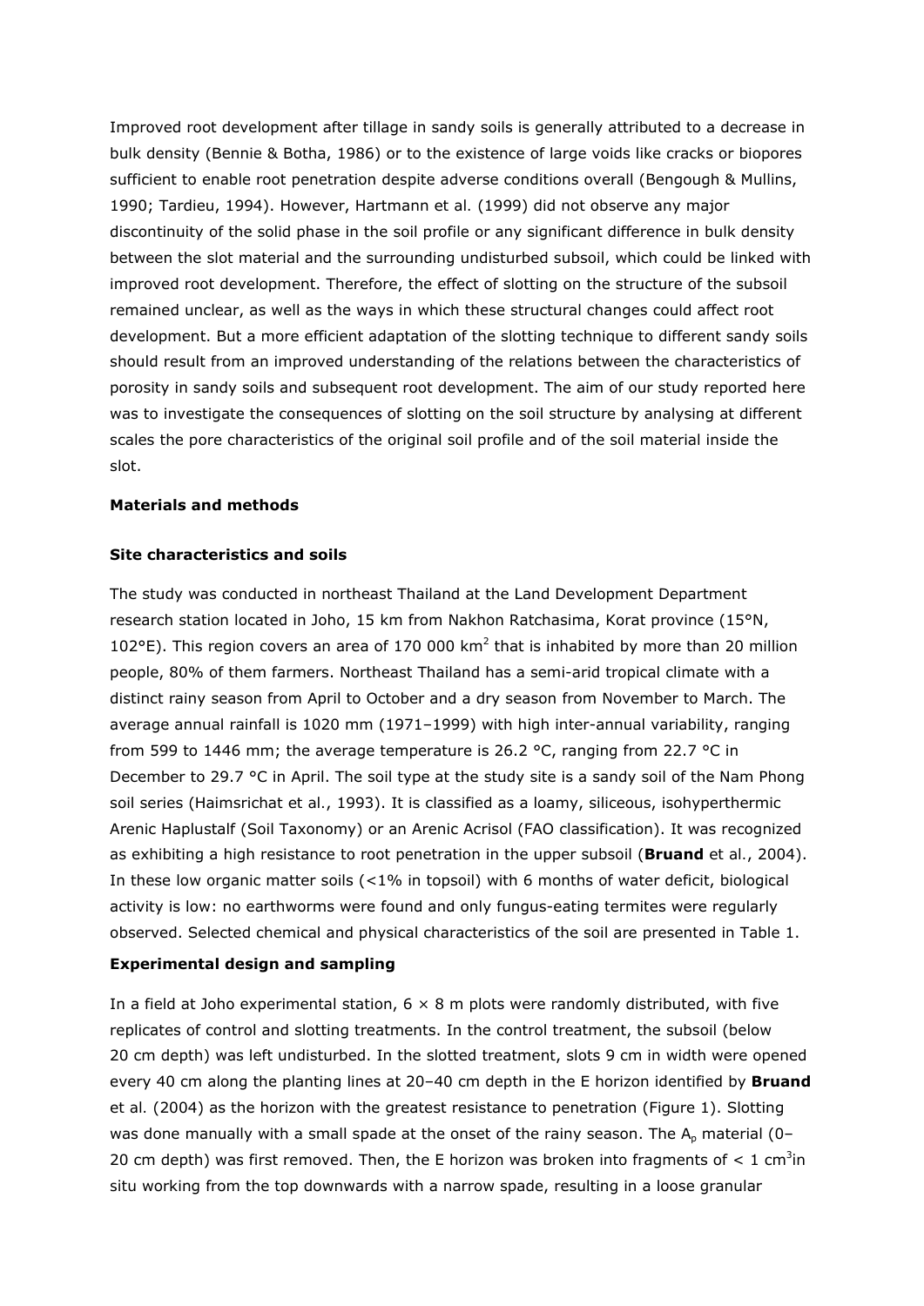Improved root development after tillage in sandy soils is generally attributed to a decrease in bulk density (Bennie & Botha, 1986) or to the existence of large voids like cracks or biopores sufficient to enable root penetration despite adverse conditions overall (Bengough & Mullins, 1990; Tardieu, 1994). However, Hartmann et al. (1999) did not observe any major discontinuity of the solid phase in the soil profile or any significant difference in bulk density between the slot material and the surrounding undisturbed subsoil, which could be linked with improved root development. Therefore, the effect of slotting on the structure of the subsoil remained unclear, as well as the ways in which these structural changes could affect root development. But a more efficient adaptation of the slotting technique to different sandy soils should result from an improved understanding of the relations between the characteristics of porosity in sandy soils and subsequent root development. The aim of our study reported here was to investigate the consequences of slotting on the soil structure by analysing at different scales the pore characteristics of the original soil profile and of the soil material inside the slot.

## Materials and methods

### Site characteristics and soils

The study was conducted in northeast Thailand at the Land Development Department research station located in Joho, 15 km from Nakhon Ratchasima, Korat province (15°N, 102°E). This region covers an area of 170 000 km$^2$ that is inhabited by more than 20 million people, 80% of them farmers. Northeast Thailand has a semi-arid tropical climate with a distinct rainy season from April to October and a dry season from November to March. The average annual rainfall is 1020 mm (1971–1999) with high inter-annual variability, ranging from 599 to 1446 mm; the average temperature is 26.2 °C, ranging from 22.7 °C in December to 29.7 °C in April. The soil type at the study site is a sandy soil of the Nam Phong soil series (Haimsrichat et al., 1993). It is classified as a loamy, siliceous, isohyperthermic Arenic Haplustalf (Soil Taxonomy) or an Arenic Acrisol (FAO classification). It was recognized as exhibiting a high resistance to root penetration in the upper subsoil (**Bruand** et al., 2004). In these low organic matter soils (<1% in topsoil) with 6 months of water deficit, biological activity is low: no earthworms were found and only fungus-eating termites were regularly observed. Selected chemical and physical characteristics of the soil are presented in Table 1.

### Experimental design and sampling

In a field at Joho experimental station, 6 × 8 m plots were randomly distributed, with five replicates of control and slotting treatments. In the control treatment, the subsoil (below 20 cm depth) was left undisturbed. In the slotted treatment, slots 9 cm in width were opened every 40 cm along the planting lines at 20–40 cm depth in the E horizon identified by **Bruand** et al. (2004) as the horizon with the greatest resistance to penetration (Figure 1). Slotting was done manually with a small spade at the onset of the rainy season. The $A_p$ material (0–20 cm depth) was first removed. Then, the E horizon was broken into fragments of < 1 cm$^3$in situ working from the top downwards with a narrow spade, resulting in a loose granular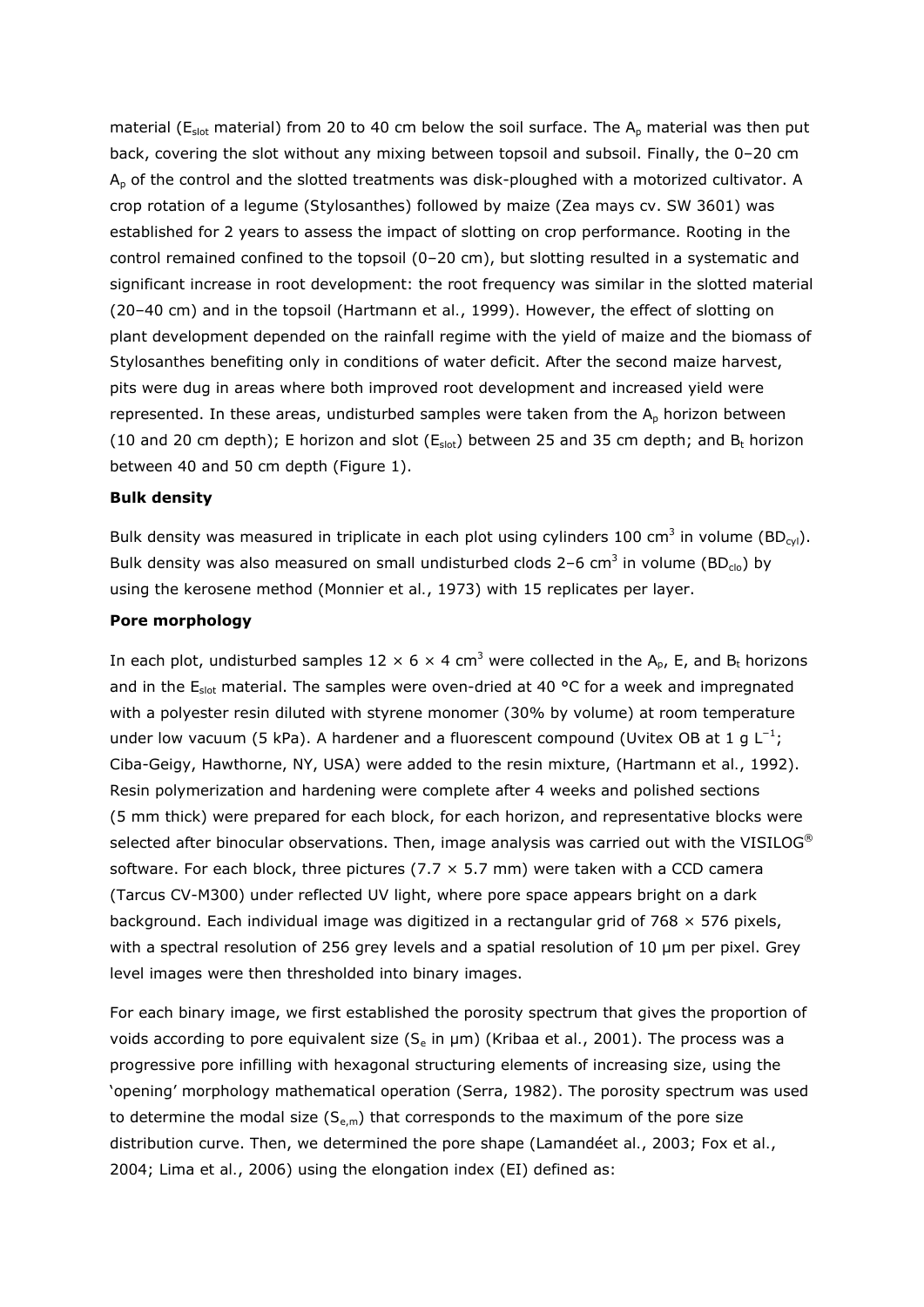material ($E_{slot}$ material) from 20 to 40 cm below the soil surface. The $A_p$ material was then put back, covering the slot without any mixing between topsoil and subsoil. Finally, the 0–20 cm $A_p$ of the control and the slotted treatments was disk-ploughed with a motorized cultivator. A crop rotation of a legume (Stylosanthes) followed by maize (Zea mays cv. SW 3601) was established for 2 years to assess the impact of slotting on crop performance. Rooting in the control remained confined to the topsoil (0–20 cm), but slotting resulted in a systematic and significant increase in root development: the root frequency was similar in the slotted material (20–40 cm) and in the topsoil (Hartmann et al., 1999). However, the effect of slotting on plant development depended on the rainfall regime with the yield of maize and the biomass of Stylosanthes benefiting only in conditions of water deficit. After the second maize harvest, pits were dug in areas where both improved root development and increased yield were represented. In these areas, undisturbed samples were taken from the $A_p$ horizon between (10 and 20 cm depth); E horizon and slot ($E_{slot}$) between 25 and 35 cm depth; and $B_t$ horizon between 40 and 50 cm depth (Figure 1).

**Bulk density**

Bulk density was measured in triplicate in each plot using cylinders 100 $cm^3$ in volume ($BD_{cyl}$). Bulk density was also measured on small undisturbed clods 2–6 $cm^3$ in volume ($BD_{clo}$) by using the kerosene method (Monnier et al., 1973) with 15 replicates per layer.

**Pore morphology**

In each plot, undisturbed samples $12 \times 6 \times 4$ $cm^3$ were collected in the $A_p$, E, and $B_t$ horizons and in the $E_{slot}$ material. The samples were oven-dried at 40 °C for a week and impregnated with a polyester resin diluted with styrene monomer (30% by volume) at room temperature under low vacuum (5 kPa). A hardener and a fluorescent compound (Uvitex OB at 1 g $L^{-1}$; Ciba-Geigy, Hawthorne, NY, USA) were added to the resin mixture, (Hartmann et al., 1992). Resin polymerization and hardening were complete after 4 weeks and polished sections (5 mm thick) were prepared for each block, for each horizon, and representative blocks were selected after binocular observations. Then, image analysis was carried out with the VISILOG® software. For each block, three pictures (7.7 × 5.7 mm) were taken with a CCD camera (Tarcus CV-M300) under reflected UV light, where pore space appears bright on a dark background. Each individual image was digitized in a rectangular grid of 768 × 576 pixels, with a spectral resolution of 256 grey levels and a spatial resolution of 10 μm per pixel. Grey level images were then thresholded into binary images.

For each binary image, we first established the porosity spectrum that gives the proportion of voids according to pore equivalent size ($S_e$ in μm) (Kribaa et al., 2001). The process was a progressive pore infilling with hexagonal structuring elements of increasing size, using the 'opening' morphology mathematical operation (Serra, 1982). The porosity spectrum was used to determine the modal size ($S_{e,m}$) that corresponds to the maximum of the pore size distribution curve. Then, we determined the pore shape (Lamandéet al., 2003; Fox et al., 2004; Lima et al., 2006) using the elongation index (EI) defined as: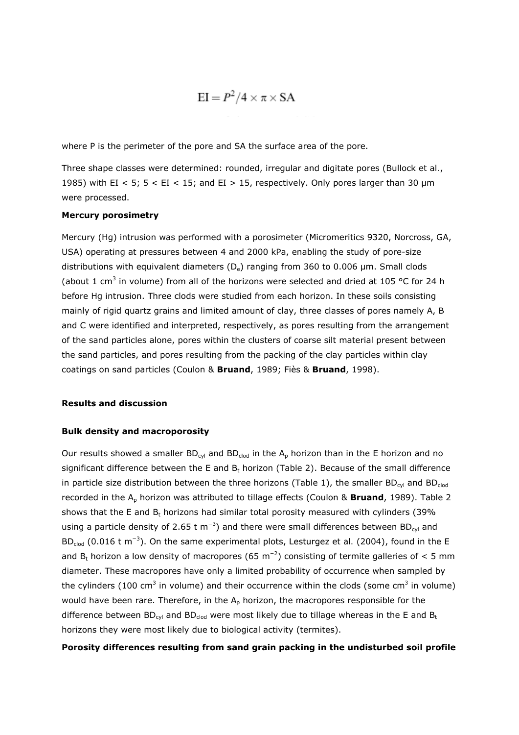$$EI = P^2/4 \times \pi \times SA$$

where P is the perimeter of the pore and SA the surface area of the pore.

Three shape classes were determined: rounded, irregular and digitate pores (Bullock et al., 1985) with EI < 5; 5 < EI < 15; and EI > 15, respectively. Only pores larger than 30 µm were processed.

**Mercury porosimetry**

Mercury (Hg) intrusion was performed with a porosimeter (Micromeritics 9320, Norcross, GA, USA) operating at pressures between 4 and 2000 kPa, enabling the study of pore-size distributions with equivalent diameters ($D_e$) ranging from 360 to 0.006 µm. Small clods (about 1 $cm^3$ in volume) from all of the horizons were selected and dried at 105 °C for 24 h before Hg intrusion. Three clods were studied from each horizon. In these soils consisting mainly of rigid quartz grains and limited amount of clay, three classes of pores namely A, B and C were identified and interpreted, respectively, as pores resulting from the arrangement of the sand particles alone, pores within the clusters of coarse silt material present between the sand particles, and pores resulting from the packing of the clay particles within clay coatings on sand particles (Coulon & **Bruand**, 1989; Fiès & **Bruand**, 1998).

**Results and discussion**

**Bulk density and macroporosity**

Our results showed a smaller $BD_{cyl}$ and $BD_{clod}$ in the $A_p$ horizon than in the E horizon and no significant difference between the E and $B_t$ horizon (Table 2). Because of the small difference in particle size distribution between the three horizons (Table 1), the smaller $BD_{cyl}$ and $BD_{clod}$ recorded in the $A_p$ horizon was attributed to tillage effects (Coulon & **Bruand**, 1989). Table 2 shows that the E and $B_t$ horizons had similar total porosity measured with cylinders (39% using a particle density of 2.65 t $m^{-3}$) and there were small differences between $BD_{cyl}$ and $BD_{clod}$ (0.016 t $m^{-3}$). On the same experimental plots, Lesturgez et al. (2004), found in the E and $B_t$ horizon a low density of macropores (65 $m^{-2}$) consisting of termite galleries of < 5 mm diameter. These macropores have only a limited probability of occurrence when sampled by the cylinders (100 $cm^3$ in volume) and their occurrence within the clods (some $cm^3$ in volume) would have been rare. Therefore, in the $A_p$ horizon, the macropores responsible for the difference between $BD_{cyl}$ and $BD_{clod}$ were most likely due to tillage whereas in the E and $B_t$ horizons they were most likely due to biological activity (termites).

**Porosity differences resulting from sand grain packing in the undisturbed soil profile**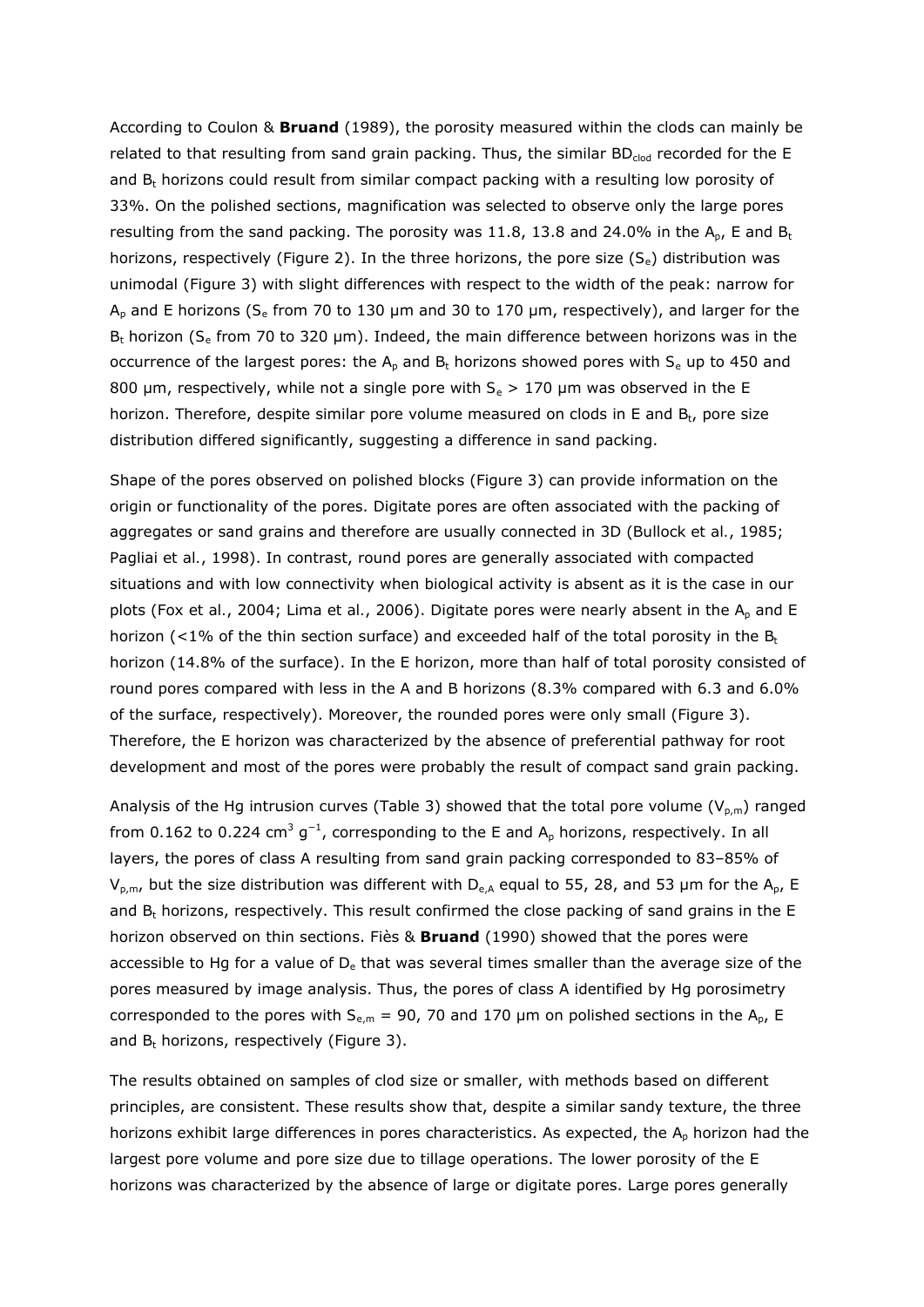According to Coulon & **Bruand** (1989), the porosity measured within the clods can mainly be related to that resulting from sand grain packing. Thus, the similar $BD_{clod}$ recorded for the E and $B_t$ horizons could result from similar compact packing with a resulting low porosity of 33%. On the polished sections, magnification was selected to observe only the large pores resulting from the sand packing. The porosity was 11.8, 13.8 and 24.0% in the $A_p$, E and $B_t$ horizons, respectively (Figure 2). In the three horizons, the pore size ($S_e$) distribution was unimodal (Figure 3) with slight differences with respect to the width of the peak: narrow for $A_p$ and E horizons ($S_e$ from 70 to 130 µm and 30 to 170 µm, respectively), and larger for the $B_t$ horizon ($S_e$ from 70 to 320 µm). Indeed, the main difference between horizons was in the occurrence of the largest pores: the $A_p$ and $B_t$ horizons showed pores with $S_e$ up to 450 and 800 µm, respectively, while not a single pore with $S_e$ > 170 µm was observed in the E horizon. Therefore, despite similar pore volume measured on clods in E and $B_t$, pore size distribution differed significantly, suggesting a difference in sand packing.

Shape of the pores observed on polished blocks (Figure 3) can provide information on the origin or functionality of the pores. Digitate pores are often associated with the packing of aggregates or sand grains and therefore are usually connected in 3D (Bullock et al., 1985; Pagliai et al., 1998). In contrast, round pores are generally associated with compacted situations and with low connectivity when biological activity is absent as it is the case in our plots (Fox et al., 2004; Lima et al., 2006). Digitate pores were nearly absent in the $A_p$ and E horizon (<1% of the thin section surface) and exceeded half of the total porosity in the $B_t$ horizon (14.8% of the surface). In the E horizon, more than half of total porosity consisted of round pores compared with less in the A and B horizons (8.3% compared with 6.3 and 6.0% of the surface, respectively). Moreover, the rounded pores were only small (Figure 3). Therefore, the E horizon was characterized by the absence of preferential pathway for root development and most of the pores were probably the result of compact sand grain packing.

Analysis of the Hg intrusion curves (Table 3) showed that the total pore volume ($V_{p,m}$) ranged from 0.162 to 0.224 $cm^3 g^{-1}$, corresponding to the E and $A_p$ horizons, respectively. In all layers, the pores of class A resulting from sand grain packing corresponded to 83–85% of $V_{p,m}$, but the size distribution was different with $D_{e,A}$ equal to 55, 28, and 53 µm for the $A_p$, E and $B_t$ horizons, respectively. This result confirmed the close packing of sand grains in the E horizon observed on thin sections. Fiès & **Bruand** (1990) showed that the pores were accessible to Hg for a value of $D_e$ that was several times smaller than the average size of the pores measured by image analysis. Thus, the pores of class A identified by Hg porosimetry corresponded to the pores with $S_{e,m}$ = 90, 70 and 170 µm on polished sections in the $A_p$, E and $B_t$ horizons, respectively (Figure 3).

The results obtained on samples of clod size or smaller, with methods based on different principles, are consistent. These results show that, despite a similar sandy texture, the three horizons exhibit large differences in pores characteristics. As expected, the $A_p$ horizon had the largest pore volume and pore size due to tillage operations. The lower porosity of the E horizons was characterized by the absence of large or digitate pores. Large pores generally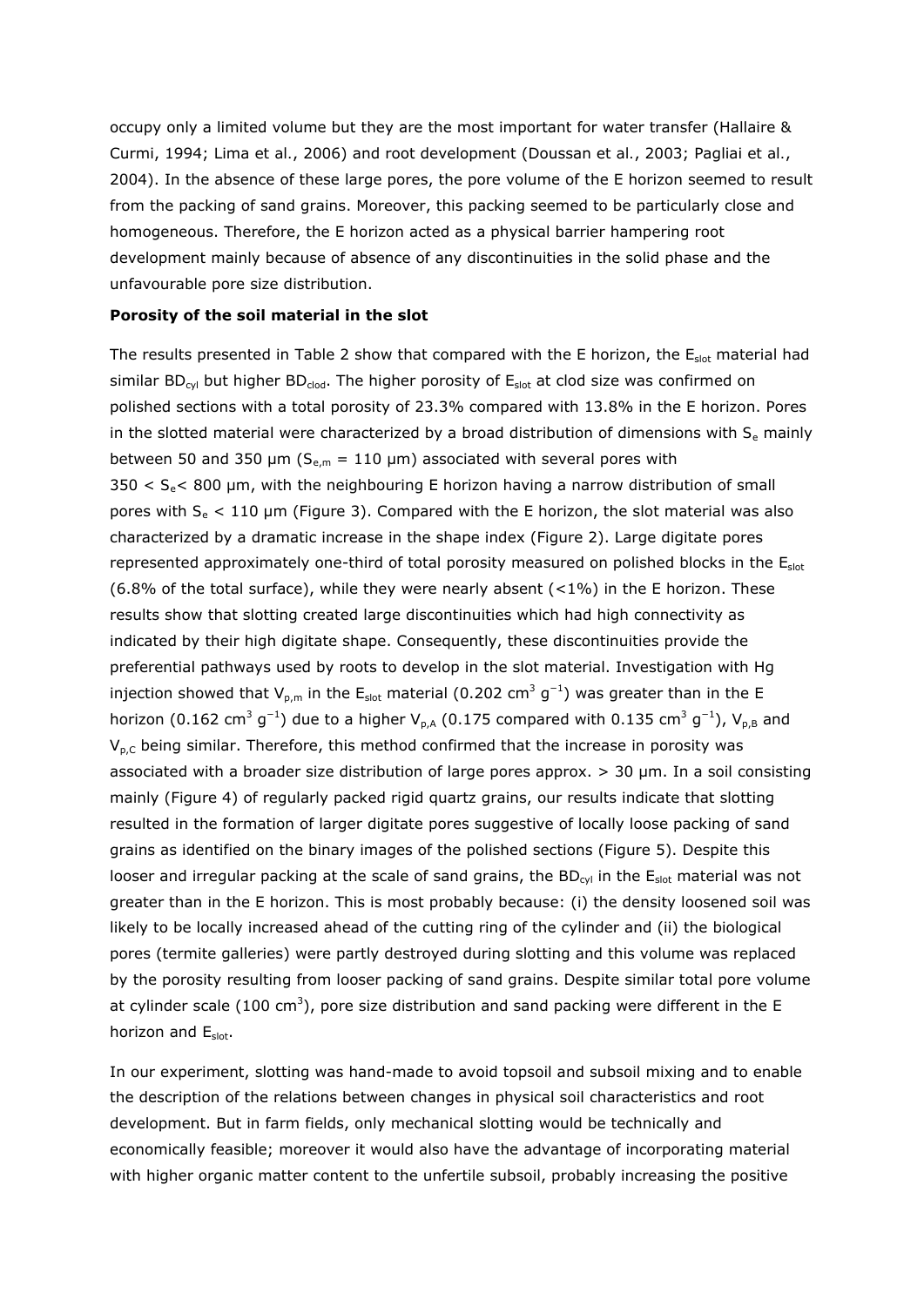occupy only a limited volume but they are the most important for water transfer (Hallaire & Curmi, 1994; Lima et al., 2006) and root development (Doussan et al., 2003; Pagliai et al., 2004). In the absence of these large pores, the pore volume of the E horizon seemed to result from the packing of sand grains. Moreover, this packing seemed to be particularly close and homogeneous. Therefore, the E horizon acted as a physical barrier hampering root development mainly because of absence of any discontinuities in the solid phase and the unfavourable pore size distribution.

**Porosity of the soil material in the slot**

The results presented in Table 2 show that compared with the E horizon, the $E_{slot}$ material had similar $BD_{cyl}$ but higher $BD_{clod}$. The higher porosity of $E_{slot}$ at clod size was confirmed on polished sections with a total porosity of 23.3% compared with 13.8% in the E horizon. Pores in the slotted material were characterized by a broad distribution of dimensions with $S_e$ mainly between 50 and 350 µm ($S_{e,m}$ = 110 µm) associated with several pores with $350 < S_e < 800$ µm, with the neighbouring E horizon having a narrow distribution of small pores with $S_e$ < 110 µm (Figure 3). Compared with the E horizon, the slot material was also characterized by a dramatic increase in the shape index (Figure 2). Large digitate pores represented approximately one-third of total porosity measured on polished blocks in the $E_{slot}$ (6.8% of the total surface), while they were nearly absent (<1%) in the E horizon. These results show that slotting created large discontinuities which had high connectivity as indicated by their high digitate shape. Consequently, these discontinuities provide the preferential pathways used by roots to develop in the slot material. Investigation with Hg injection showed that $V_{p,m}$ in the $E_{slot}$ material (0.202 $cm^3\ g^{-1}$) was greater than in the E horizon (0.162 $cm^3\ g^{-1}$) due to a higher $V_{p,A}$ (0.175 compared with 0.135 $cm^3\ g^{-1}$), $V_{p,B}$ and $V_{p,C}$ being similar. Therefore, this method confirmed that the increase in porosity was associated with a broader size distribution of large pores approx. > 30 µm. In a soil consisting mainly (Figure 4) of regularly packed rigid quartz grains, our results indicate that slotting resulted in the formation of larger digitate pores suggestive of locally loose packing of sand grains as identified on the binary images of the polished sections (Figure 5). Despite this looser and irregular packing at the scale of sand grains, the $BD_{cyl}$ in the $E_{slot}$ material was not greater than in the E horizon. This is most probably because: (i) the density loosened soil was likely to be locally increased ahead of the cutting ring of the cylinder and (ii) the biological pores (termite galleries) were partly destroyed during slotting and this volume was replaced by the porosity resulting from looser packing of sand grains. Despite similar total pore volume at cylinder scale (100 $cm^3$), pore size distribution and sand packing were different in the E horizon and $E_{slot}$.

In our experiment, slotting was hand-made to avoid topsoil and subsoil mixing and to enable the description of the relations between changes in physical soil characteristics and root development. But in farm fields, only mechanical slotting would be technically and economically feasible; moreover it would also have the advantage of incorporating material with higher organic matter content to the unfertile subsoil, probably increasing the positive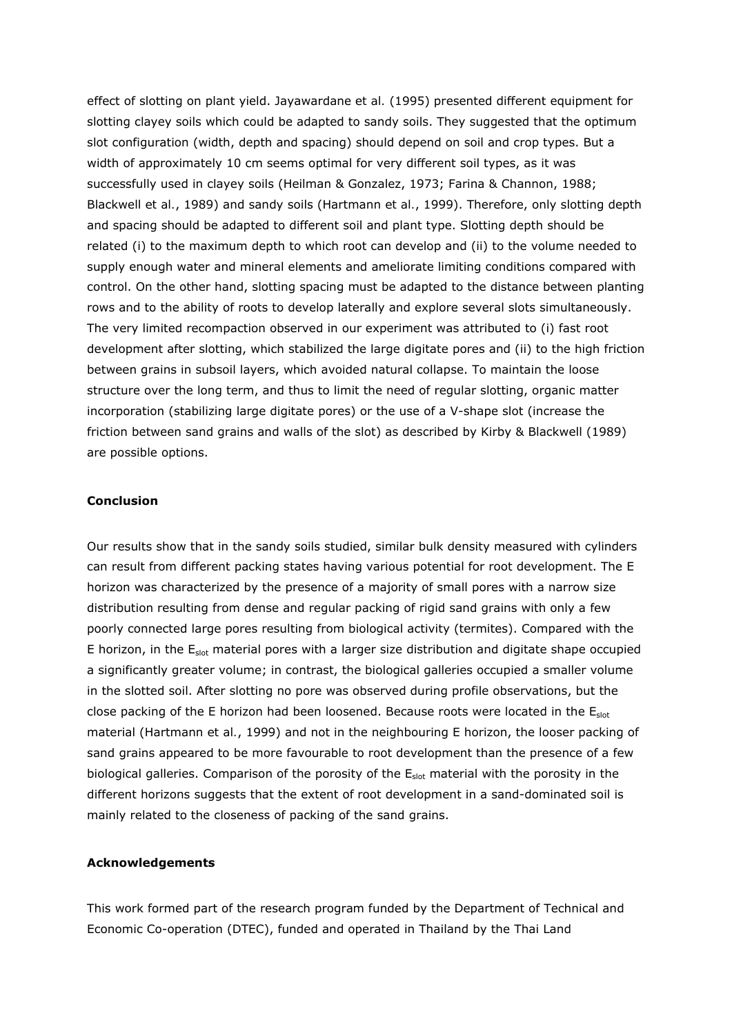effect of slotting on plant yield. Jayawardane et al. (1995) presented different equipment for slotting clayey soils which could be adapted to sandy soils. They suggested that the optimum slot configuration (width, depth and spacing) should depend on soil and crop types. But a width of approximately 10 cm seems optimal for very different soil types, as it was successfully used in clayey soils (Heilman & Gonzalez, 1973; Farina & Channon, 1988; Blackwell et al., 1989) and sandy soils (Hartmann et al., 1999). Therefore, only slotting depth and spacing should be adapted to different soil and plant type. Slotting depth should be related (i) to the maximum depth to which root can develop and (ii) to the volume needed to supply enough water and mineral elements and ameliorate limiting conditions compared with control. On the other hand, slotting spacing must be adapted to the distance between planting rows and to the ability of roots to develop laterally and explore several slots simultaneously. The very limited recompaction observed in our experiment was attributed to (i) fast root development after slotting, which stabilized the large digitate pores and (ii) to the high friction between grains in subsoil layers, which avoided natural collapse. To maintain the loose structure over the long term, and thus to limit the need of regular slotting, organic matter incorporation (stabilizing large digitate pores) or the use of a V-shape slot (increase the friction between sand grains and walls of the slot) as described by Kirby & Blackwell (1989) are possible options.

**Conclusion**

Our results show that in the sandy soils studied, similar bulk density measured with cylinders can result from different packing states having various potential for root development. The E horizon was characterized by the presence of a majority of small pores with a narrow size distribution resulting from dense and regular packing of rigid sand grains with only a few poorly connected large pores resulting from biological activity (termites). Compared with the E horizon, in the $E_{slot}$ material pores with a larger size distribution and digitate shape occupied a significantly greater volume; in contrast, the biological galleries occupied a smaller volume in the slotted soil. After slotting no pore was observed during profile observations, but the close packing of the E horizon had been loosened. Because roots were located in the $E_{slot}$ material (Hartmann et al., 1999) and not in the neighbouring E horizon, the looser packing of sand grains appeared to be more favourable to root development than the presence of a few biological galleries. Comparison of the porosity of the $E_{slot}$ material with the porosity in the different horizons suggests that the extent of root development in a sand-dominated soil is mainly related to the closeness of packing of the sand grains.

**Acknowledgements**

This work formed part of the research program funded by the Department of Technical and Economic Co-operation (DTEC), funded and operated in Thailand by the Thai Land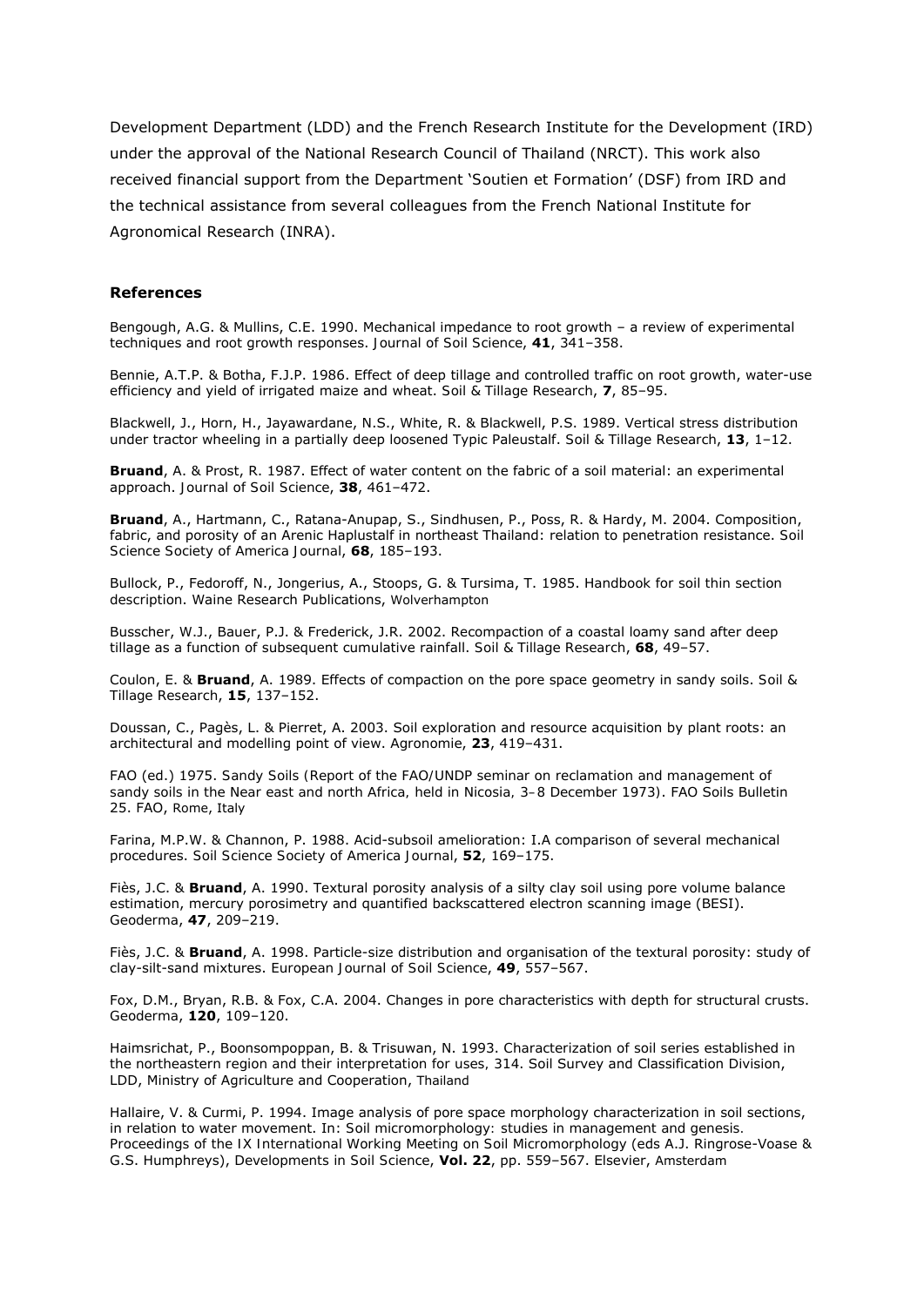Development Department (LDD) and the French Research Institute for the Development (IRD) under the approval of the National Research Council of Thailand (NRCT). This work also received financial support from the Department 'Soutien et Formation' (DSF) from IRD and the technical assistance from several colleagues from the French National Institute for Agronomical Research (INRA).

### References

Bengough, A.G. & Mullins, C.E. 1990. Mechanical impedance to root growth – a review of experimental techniques and root growth responses. Journal of Soil Science, **41**, 341–358.

Bennie, A.T.P. & Botha, F.J.P. 1986. Effect of deep tillage and controlled traffic on root growth, water-use efficiency and yield of irrigated maize and wheat. Soil & Tillage Research, **7**, 85–95.

Blackwell, J., Horn, H., Jayawardane, N.S., White, R. & Blackwell, P.S. 1989. Vertical stress distribution under tractor wheeling in a partially deep loosened Typic Paleustalf. Soil & Tillage Research, **13**, 1–12.

**Bruand**, A. & Prost, R. 1987. Effect of water content on the fabric of a soil material: an experimental approach. Journal of Soil Science, **38**, 461–472.

**Bruand**, A., Hartmann, C., Ratana-Anupap, S., Sindhusen, P., Poss, R. & Hardy, M. 2004. Composition, fabric, and porosity of an Arenic Haplustalf in northeast Thailand: relation to penetration resistance. Soil Science Society of America Journal, **68**, 185–193.

Bullock, P., Fedoroff, N., Jongerius, A., Stoops, G. & Tursima, T. 1985. Handbook for soil thin section description. Waine Research Publications, Wolverhampton

Busscher, W.J., Bauer, P.J. & Frederick, J.R. 2002. Recompaction of a coastal loamy sand after deep tillage as a function of subsequent cumulative rainfall. Soil & Tillage Research, **68**, 49–57.

Coulon, E. & **Bruand**, A. 1989. Effects of compaction on the pore space geometry in sandy soils. Soil & Tillage Research, **15**, 137–152.

Doussan, C., Pagès, L. & Pierret, A. 2003. Soil exploration and resource acquisition by plant roots: an architectural and modelling point of view. Agronomie, **23**, 419–431.

FAO (ed.) 1975. Sandy Soils (Report of the FAO/UNDP seminar on reclamation and management of sandy soils in the Near east and north Africa, held in Nicosia, 3–8 December 1973). FAO Soils Bulletin 25. FAO, Rome, Italy

Farina, M.P.W. & Channon, P. 1988. Acid-subsoil amelioration: I.A comparison of several mechanical procedures. Soil Science Society of America Journal, **52**, 169–175.

Fiès, J.C. & **Bruand**, A. 1990. Textural porosity analysis of a silty clay soil using pore volume balance estimation, mercury porosimetry and quantified backscattered electron scanning image (BESI). Geoderma, **47**, 209–219.

Fiès, J.C. & **Bruand**, A. 1998. Particle-size distribution and organisation of the textural porosity: study of clay-silt-sand mixtures. European Journal of Soil Science, **49**, 557–567.

Fox, D.M., Bryan, R.B. & Fox, C.A. 2004. Changes in pore characteristics with depth for structural crusts. Geoderma, **120**, 109–120.

Haimsrichat, P., Boonsompoppan, B. & Trisuwan, N. 1993. Characterization of soil series established in the northeastern region and their interpretation for uses, 314. Soil Survey and Classification Division, LDD, Ministry of Agriculture and Cooperation, Thailand

Hallaire, V. & Curmi, P. 1994. Image analysis of pore space morphology characterization in soil sections, in relation to water movement. In: Soil micromorphology: studies in management and genesis. Proceedings of the IX International Working Meeting on Soil Micromorphology (eds A.J. Ringrose-Voase & G.S. Humphreys), Developments in Soil Science, **Vol. 22**, pp. 559–567. Elsevier, Amsterdam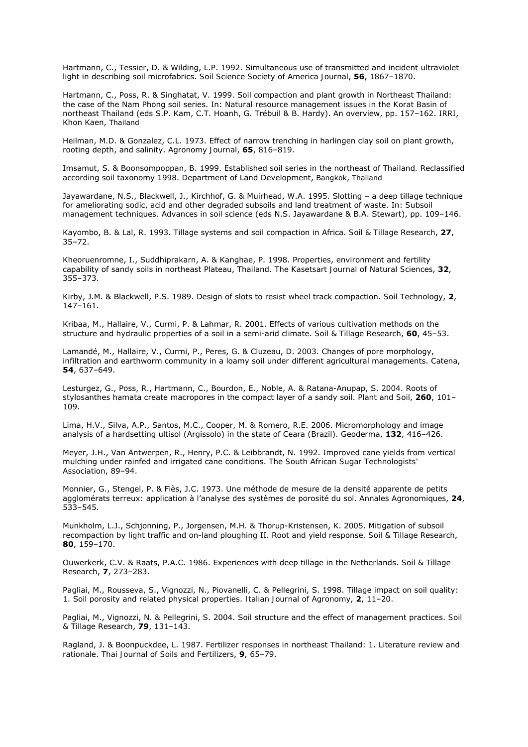Hartmann, C., Tessier, D. & Wilding, L.P. 1992. Simultaneous use of transmitted and incident ultraviolet light in describing soil microfabrics. Soil Science Society of America Journal, **56**, 1867–1870.

Hartmann, C., Poss, R. & Singhatat, V. 1999. Soil compaction and plant growth in Northeast Thailand: the case of the Nam Phong soil series. In: Natural resource management issues in the Korat Basin of northeast Thailand (eds S.P. Kam, C.T. Hoanh, G. Trébuil & B. Hardy). An overview, pp. 157–162. IRRI, Khon Kaen, Thailand

Heilman, M.D. & Gonzalez, C.L. 1973. Effect of narrow trenching in harlingen clay soil on plant growth, rooting depth, and salinity. Agronomy Journal, **65**, 816–819.

Imsamut, S. & Boonsompoppan, B. 1999. Established soil series in the northeast of Thailand. Reclassified according soil taxonomy 1998. Department of Land Development, Bangkok, Thailand

Jayawardane, N.S., Blackwell, J., Kirchhof, G. & Muirhead, W.A. 1995. Slotting – a deep tillage technique for ameliorating sodic, acid and other degraded subsoils and land treatment of waste. In: Subsoil management techniques. Advances in soil science (eds N.S. Jayawardane & B.A. Stewart), pp. 109–146.

Kayombo, B. & Lal, R. 1993. Tillage systems and soil compaction in Africa. Soil & Tillage Research, **27**, 35–72.

Kheoruenromne, I., Suddhiprakarn, A. & Kanghae, P. 1998. Properties, environment and fertility capability of sandy soils in northeast Plateau, Thailand. The Kasetsart Journal of Natural Sciences, **32**, 355–373.

Kirby, J.M. & Blackwell, P.S. 1989. Design of slots to resist wheel track compaction. Soil Technology, **2**, 147–161.

Kribaa, M., Hallaire, V., Curmi, P. & Lahmar, R. 2001. Effects of various cultivation methods on the structure and hydraulic properties of a soil in a semi-arid climate. Soil & Tillage Research, **60**, 45–53.

Lamandé, M., Hallaire, V., Curmi, P., Peres, G. & Cluzeau, D. 2003. Changes of pore morphology, infiltration and earthworm community in a loamy soil under different agricultural managements. Catena, **54**, 637–649.

Lesturgez, G., Poss, R., Hartmann, C., Bourdon, E., Noble, A. & Ratana-Anupap, S. 2004. Roots of stylosanthes hamata create macropores in the compact layer of a sandy soil. Plant and Soil, **260**, 101–109.

Lima, H.V., Silva, A.P., Santos, M.C., Cooper, M. & Romero, R.E. 2006. Micromorphology and image analysis of a hardsetting ultisol (Argissolo) in the state of Ceara (Brazil). Geoderma, **132**, 416–426.

Meyer, J.H., Van Antwerpen, R., Henry, P.C. & Leibbrandt, N. 1992. Improved cane yields from vertical mulching under rainfed and irrigated cane conditions. The South African Sugar Technologists' Association, 89–94.

Monnier, G., Stengel, P. & Fiès, J.C. 1973. Une méthode de mesure de la densité apparente de petits agglomérats terreux: application à l'analyse des systèmes de porosité du sol. Annales Agronomiques, **24**, 533–545.

Munkholm, L.J., Schjonning, P., Jorgensen, M.H. & Thorup-Kristensen, K. 2005. Mitigation of subsoil recompaction by light traffic and on-land ploughing II. Root and yield response. Soil & Tillage Research, **80**, 159–170.

Ouwerkerk, C.V. & Raats, P.A.C. 1986. Experiences with deep tillage in the Netherlands. Soil & Tillage Research, **7**, 273–283.

Pagliai, M., Rousseva, S., Vignozzi, N., Piovanelli, C. & Pellegrini, S. 1998. Tillage impact on soil quality: 1. Soil porosity and related physical properties. Italian Journal of Agronomy, **2**, 11–20.

Pagliai, M., Vignozzi, N. & Pellegrini, S. 2004. Soil structure and the effect of management practices. Soil & Tillage Research, **79**, 131–143.

Ragland, J. & Boonpuckdee, L. 1987. Fertilizer responses in northeast Thailand: 1. Literature review and rationale. Thai Journal of Soils and Fertilizers, **9**, 65–79.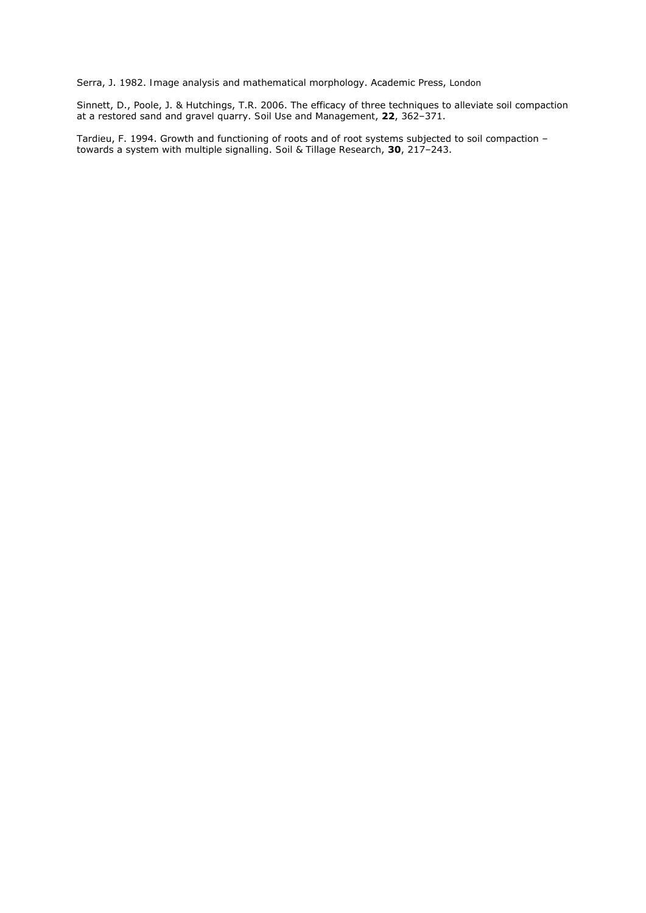Serra, J. 1982. Image analysis and mathematical morphology. Academic Press, London

Sinnett, D., Poole, J. & Hutchings, T.R. 2006. The efficacy of three techniques to alleviate soil compaction at a restored sand and gravel quarry. Soil Use and Management, **22**, 362–371.

Tardieu, F. 1994. Growth and functioning of roots and of root systems subjected to soil compaction – towards a system with multiple signalling. Soil & Tillage Research, **30**, 217–243.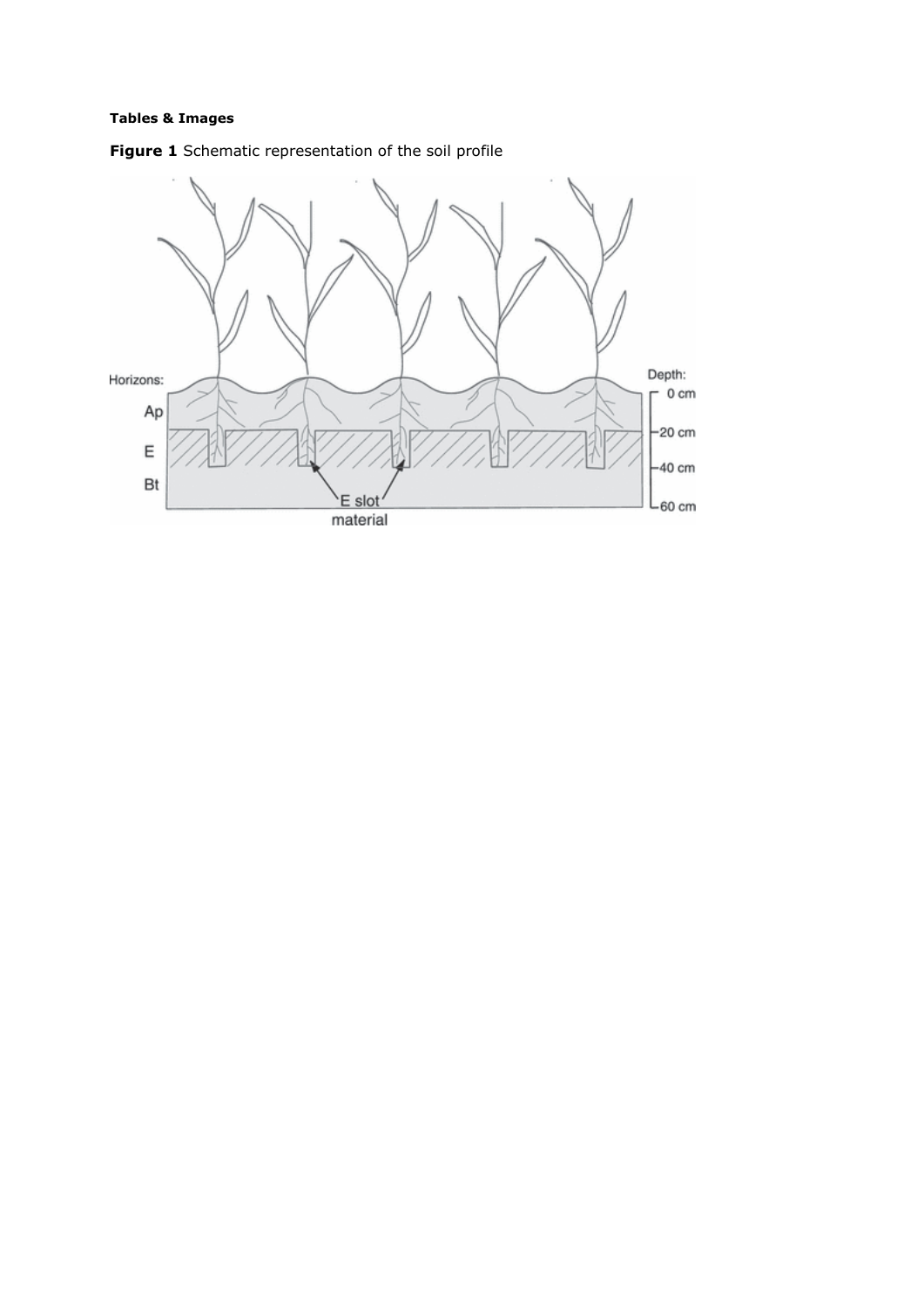**Tables & Images**

**Figure 1** Schematic representation of the soil profile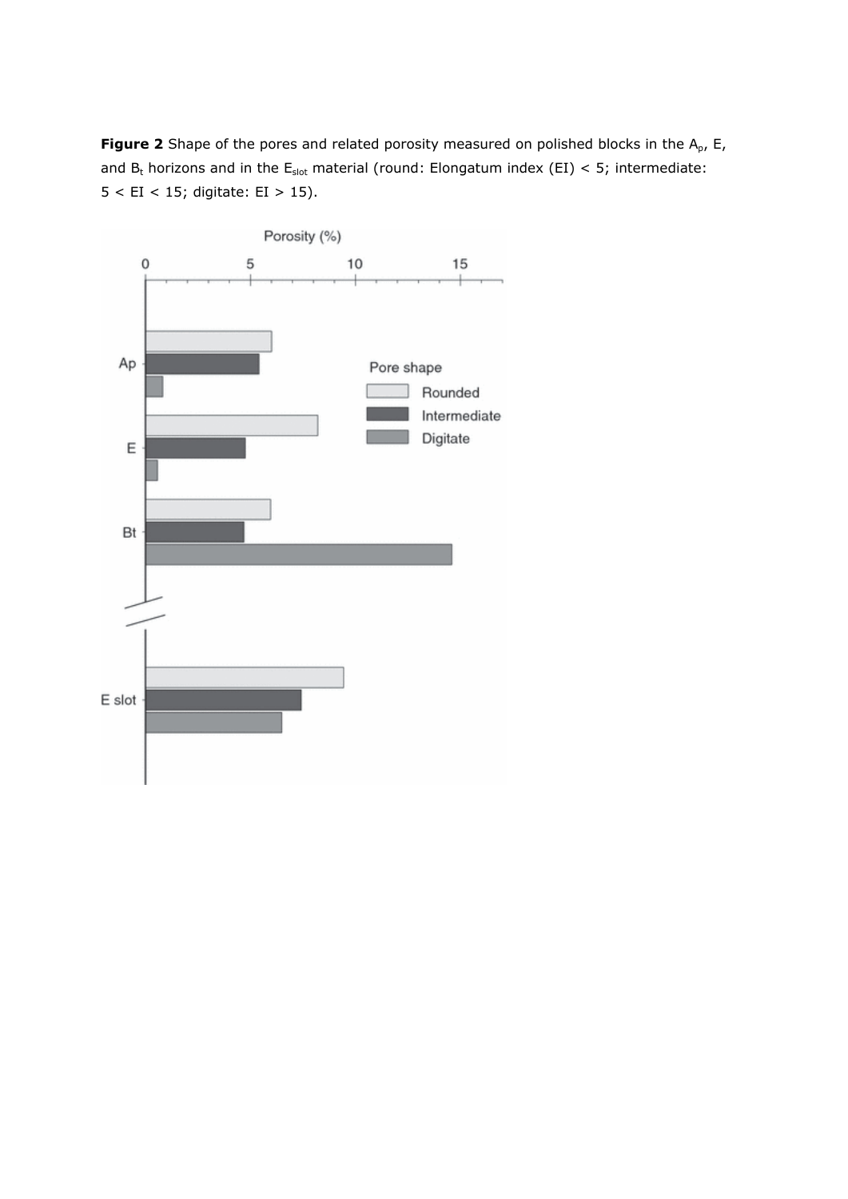**Figure 2** Shape of the pores and related porosity measured on polished blocks in the $A_p$, E, and $B_t$ horizons and in the $E_{slot}$ material (round: Elongatum index (EI) < 5; intermediate: 5 < EI < 15; digitate: EI > 15).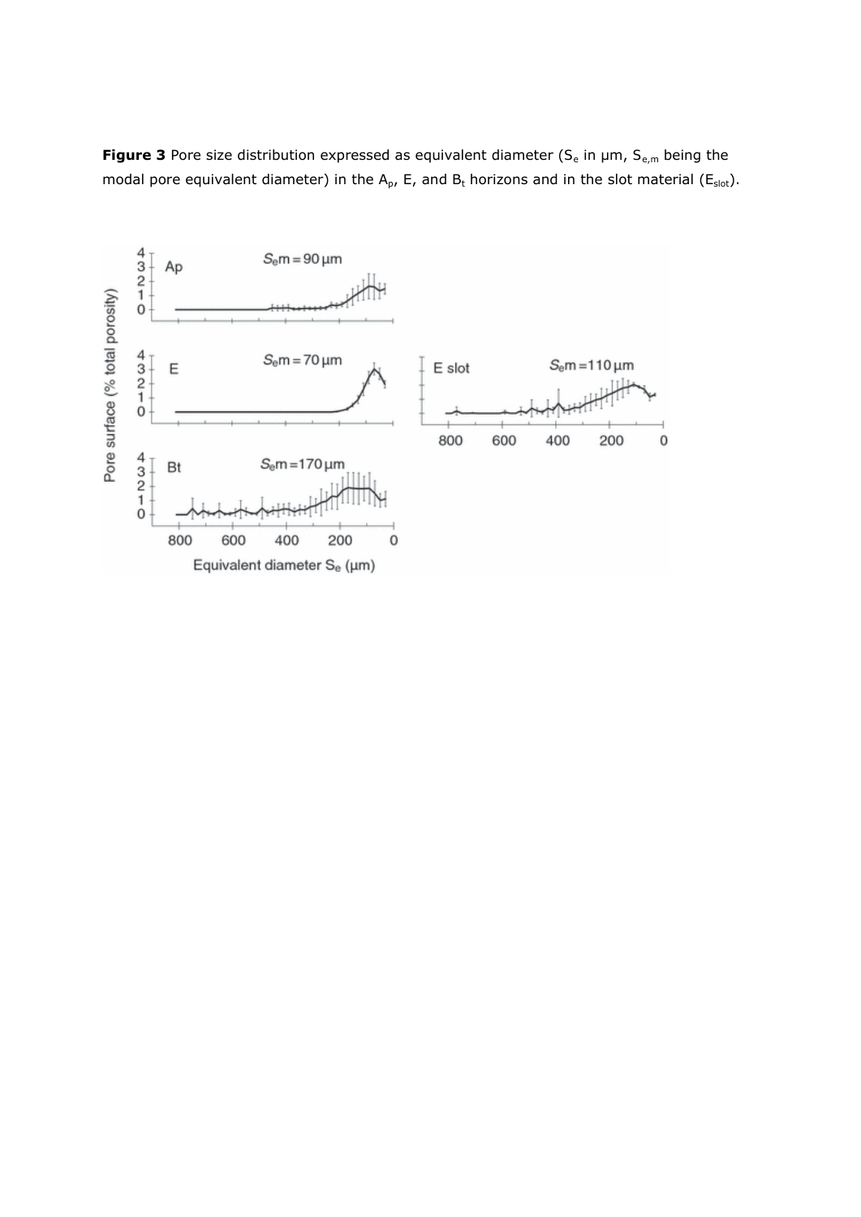**Figure 3** Pore size distribution expressed as equivalent diameter ($S_e$ in μm, $S_{e,m}$ being the modal pore equivalent diameter) in the $A_p$, E, and $B_t$ horizons and in the slot material ($E_{slot}$).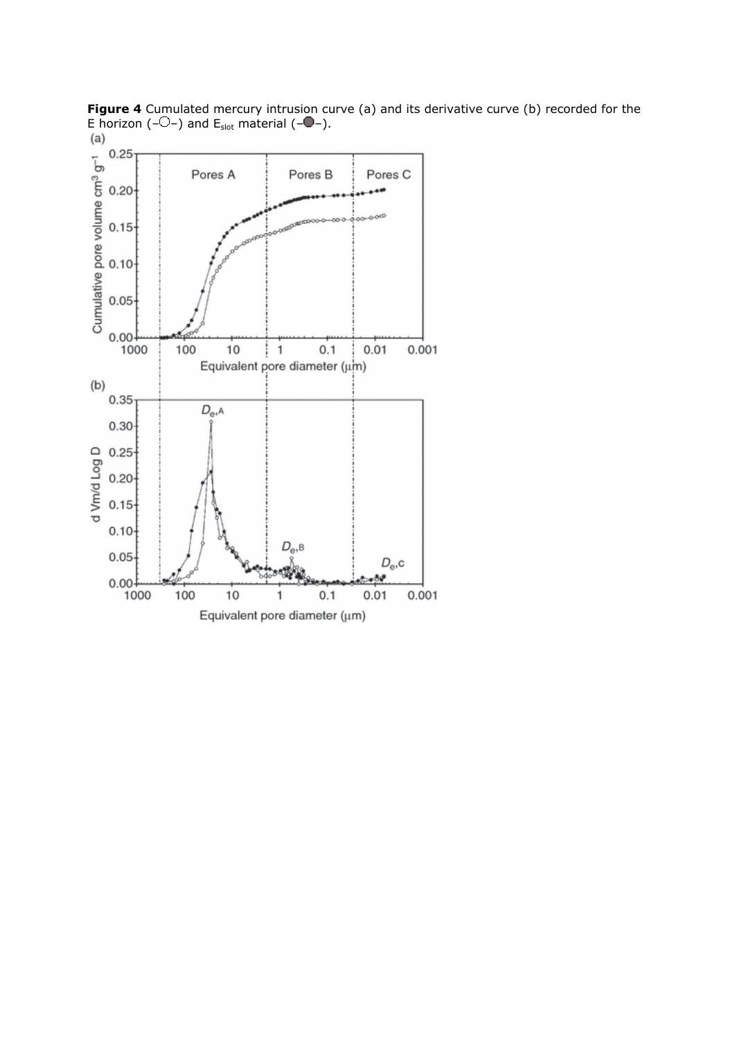**Figure 4** Cumulated mercury intrusion curve (a) and its derivative curve (b) recorded for the E horizon (–○–) and $E_{slot}$ material (–●–).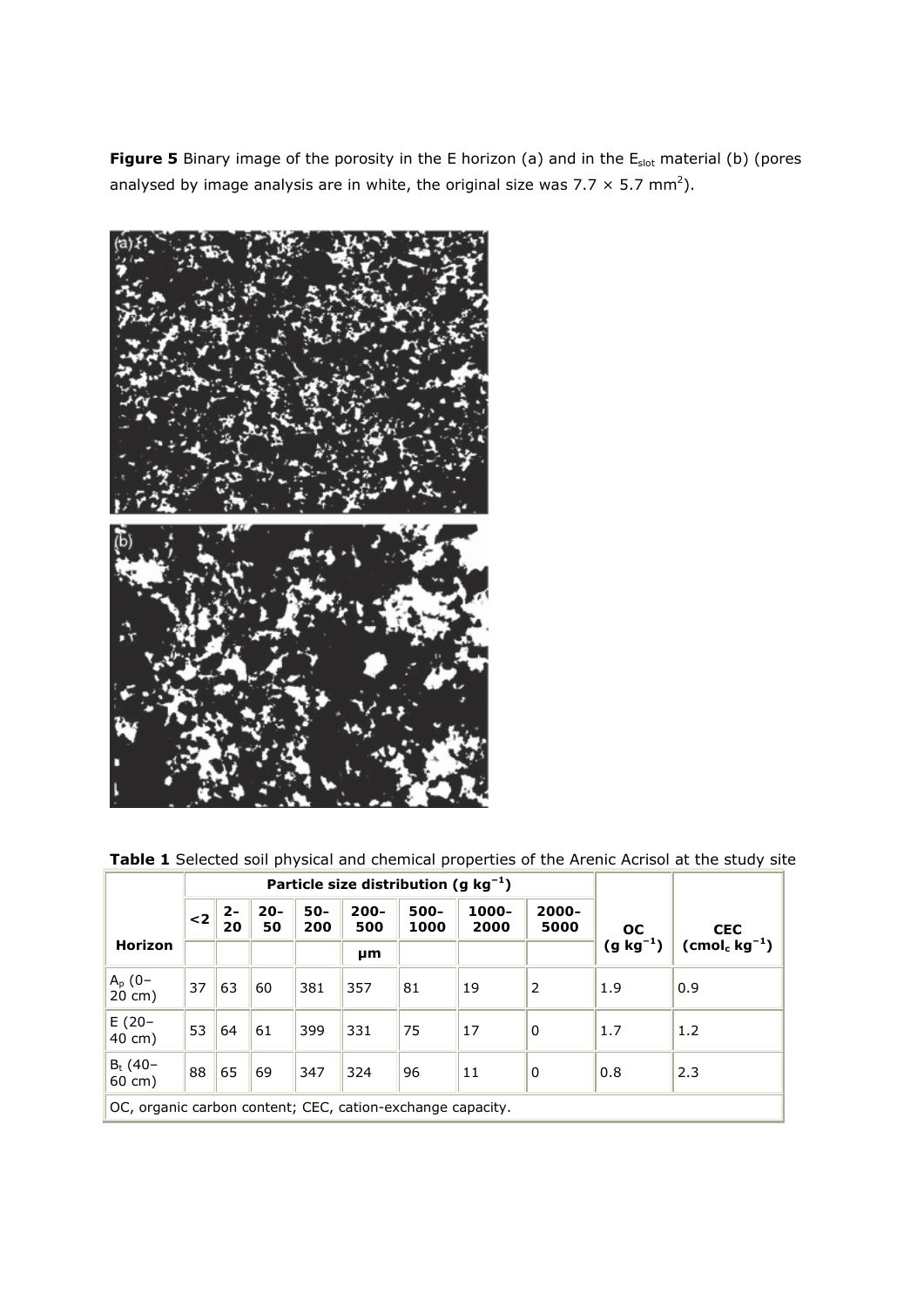**Figure 5** Binary image of the porosity in the E horizon (a) and in the $E_{slot}$ material (b) (pores analysed by image analysis are in white, the original size was 7.7 × 5.7 mm$^2$).

**Table 1** Selected soil physical and chemical properties of the Arenic Acrisol at the study site

| Horizon | Particle size distribution (g kg$^{-1}$) | | | | | | | | OC (g kg$^{-1}$) | CEC (cmol$_c$ kg$^{-1}$) |
|---|---|---|---|---|---|---|---|---|---|---|
| | <2 | 2–20 | 20–50 | 50–200 | 200–500 | 500–1000 | 1000–2000 | 2000–5000 | | |
| | | | | | μm | | | | | |
| $A_p$ (0–20 cm) | 37 | 63 | 60 | 381 | 357 | 81 | 19 | 2 | 1.9 | 0.9 |
| E (20–40 cm) | 53 | 64 | 61 | 399 | 331 | 75 | 17 | 0 | 1.7 | 1.2 |
| $B_t$ (40–60 cm) | 88 | 65 | 69 | 347 | 324 | 96 | 11 | 0 | 0.8 | 2.3 |

OC, organic carbon content; CEC, cation-exchange capacity.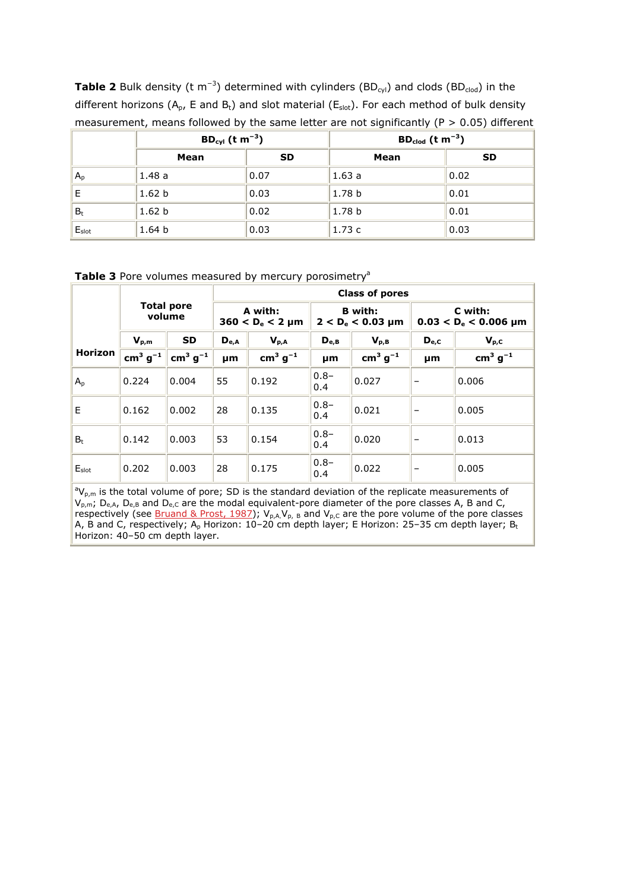**Table 2** Bulk density (t $m^{-3}$) determined with cylinders ($BD_{cyl}$) and clods ($BD_{clod}$) in the different horizons ($A_p$, E and $B_t$) and slot material ($E_{slot}$). For each method of bulk density measurement, means followed by the same letter are not significantly ($P > 0.05$) different

| | $BD_{cyl}$ (t $m^{-3}$) | | $BD_{clod}$ (t $m^{-3}$) | |
|---|---|---|---|---|
| | **Mean** | **SD** | **Mean** | **SD** |
| $A_p$ | 1.48 a | 0.07 | 1.63 a | 0.02 |
| E | 1.62 b | 0.03 | 1.78 b | 0.01 |
| $B_t$ | 1.62 b | 0.02 | 1.78 b | 0.01 |
| $E_{slot}$ | 1.64 b | 0.03 | 1.73 c | 0.03 |

**Table 3** Pore volumes measured by mercury porosimetry[a]

| Horizon | Total pore volume | | Class of pores | | | | | |
|---|---|---|---|---|---|---|---|---|
| | | | A with: $360 < D_e < 2$ µm | | B with: $2 < D_e < 0.03$ µm | | C with: $0.03 < D_e < 0.006$ µm | |
| | $V_{p,m}$ | SD | $D_{e,A}$ | $V_{p,A}$ | $D_{e,B}$ | $V_{p,B}$ | $D_{e,C}$ | $V_{p,C}$ |
| | $cm^3\ g^{-1}$ | $cm^3\ g^{-1}$ | µm | $cm^3\ g^{-1}$ | µm | $cm^3\ g^{-1}$ | µm | $cm^3\ g^{-1}$ |
| $A_p$ | 0.224 | 0.004 | 55 | 0.192 | 0.8–0.4 | 0.027 | – | 0.006 |
| E | 0.162 | 0.002 | 28 | 0.135 | 0.8–0.4 | 0.021 | – | 0.005 |
| $B_t$ | 0.142 | 0.003 | 53 | 0.154 | 0.8–0.4 | 0.020 | – | 0.013 |
| $E_{slot}$ | 0.202 | 0.003 | 28 | 0.175 | 0.8–0.4 | 0.022 | – | 0.005 |

[a]$V_{p,m}$ is the total volume of pore; SD is the standard deviation of the replicate measurements of $V_{p,m}$; $D_{e,A}$, $D_{e,B}$ and $D_{e,C}$ are the modal equivalent-pore diameter of the pore classes A, B and C, respectively (see Bruand & Prost, 1987); $V_{p,A}$, $V_{p,B}$ and $V_{p,C}$ are the pore volume of the pore classes A, B and C, respectively; $A_p$ Horizon: 10–20 cm depth layer; E Horizon: 25–35 cm depth layer; $B_t$ Horizon: 40–50 cm depth layer.